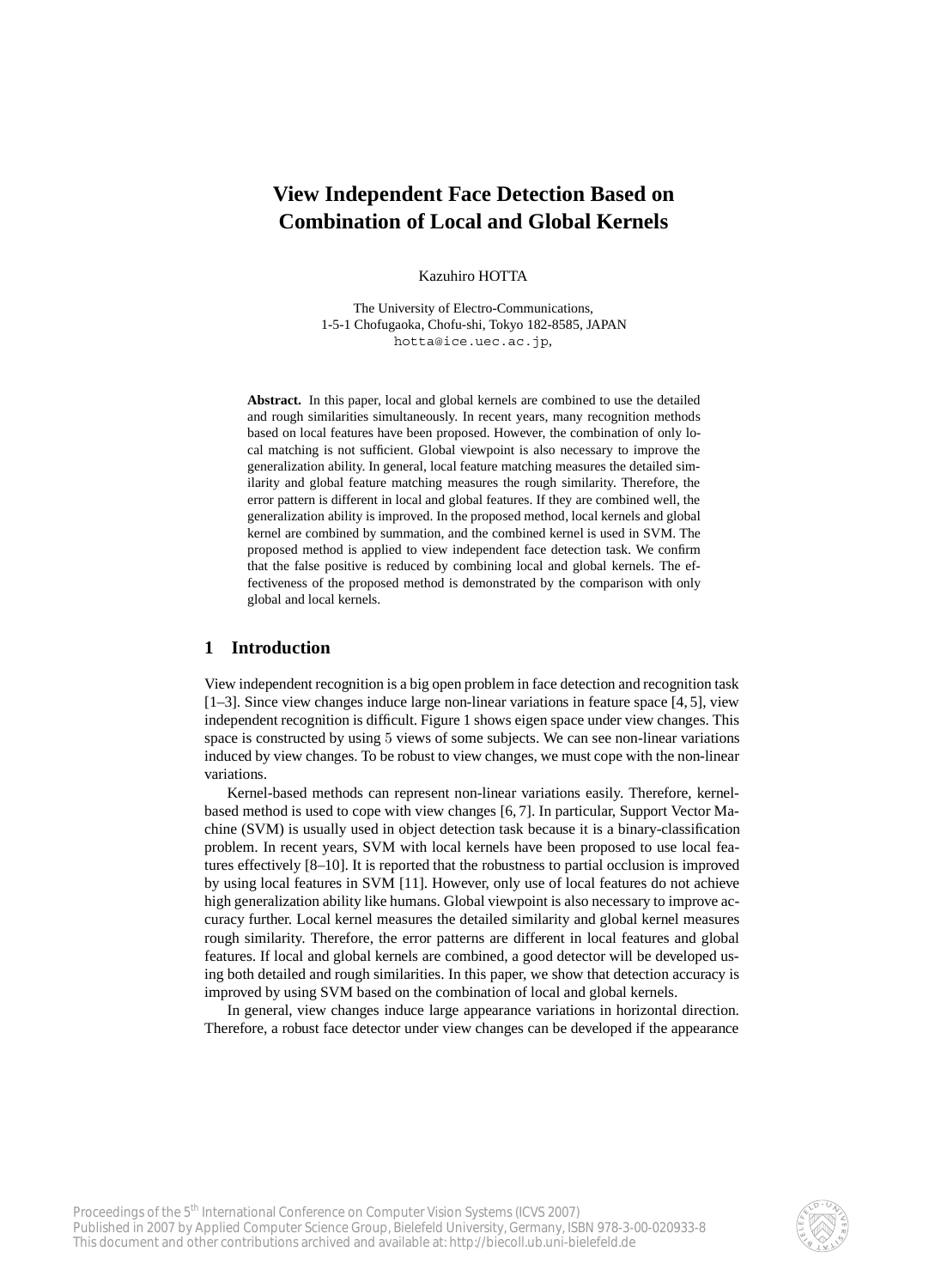# View Independent Face Detection Based on Combination of Local and Global Kernels

Kazuhiro HOTTA

The University of Electro-Communications,
1-5-1 Chofugaoka, Chofu-shi, Tokyo 182-8585, JAPAN
hotta@ice.uec.ac.jp,

**Abstract.** In this paper, local and global kernels are combined to use the detailed and rough similarities simultaneously. In recent years, many recognition methods based on local features have been proposed. However, the combination of only local matching is not sufficient. Global viewpoint is also necessary to improve the generalization ability. In general, local feature matching measures the detailed similarity and global feature matching measures the rough similarity. Therefore, the error pattern is different in local and global features. If they are combined well, the generalization ability is improved. In the proposed method, local kernels and global kernel are combined by summation, and the combined kernel is used in SVM. The proposed method is applied to view independent face detection task. We confirm that the false positive is reduced by combining local and global kernels. The effectiveness of the proposed method is demonstrated by the comparison with only global and local kernels.

## 1 Introduction

View independent recognition is a big open problem in face detection and recognition task [1–3]. Since view changes induce large non-linear variations in feature space [4, 5], view independent recognition is difficult. Figure 1 shows eigen space under view changes. This space is constructed by using 5 views of some subjects. We can see non-linear variations induced by view changes. To be robust to view changes, we must cope with the non-linear variations.

Kernel-based methods can represent non-linear variations easily. Therefore, kernel-based method is used to cope with view changes [6, 7]. In particular, Support Vector Machine (SVM) is usually used in object detection task because it is a binary-classification problem. In recent years, SVM with local kernels have been proposed to use local features effectively [8–10]. It is reported that the robustness to partial occlusion is improved by using local features in SVM [11]. However, only use of local features do not achieve high generalization ability like humans. Global viewpoint is also necessary to improve accuracy further. Local kernel measures the detailed similarity and global kernel measures rough similarity. Therefore, the error patterns are different in local features and global features. If local and global kernels are combined, a good detector will be developed using both detailed and rough similarities. In this paper, we show that detection accuracy is improved by using SVM based on the combination of local and global kernels.

In general, view changes induce large appearance variations in horizontal direction. Therefore, a robust face detector under view changes can be developed if the appearance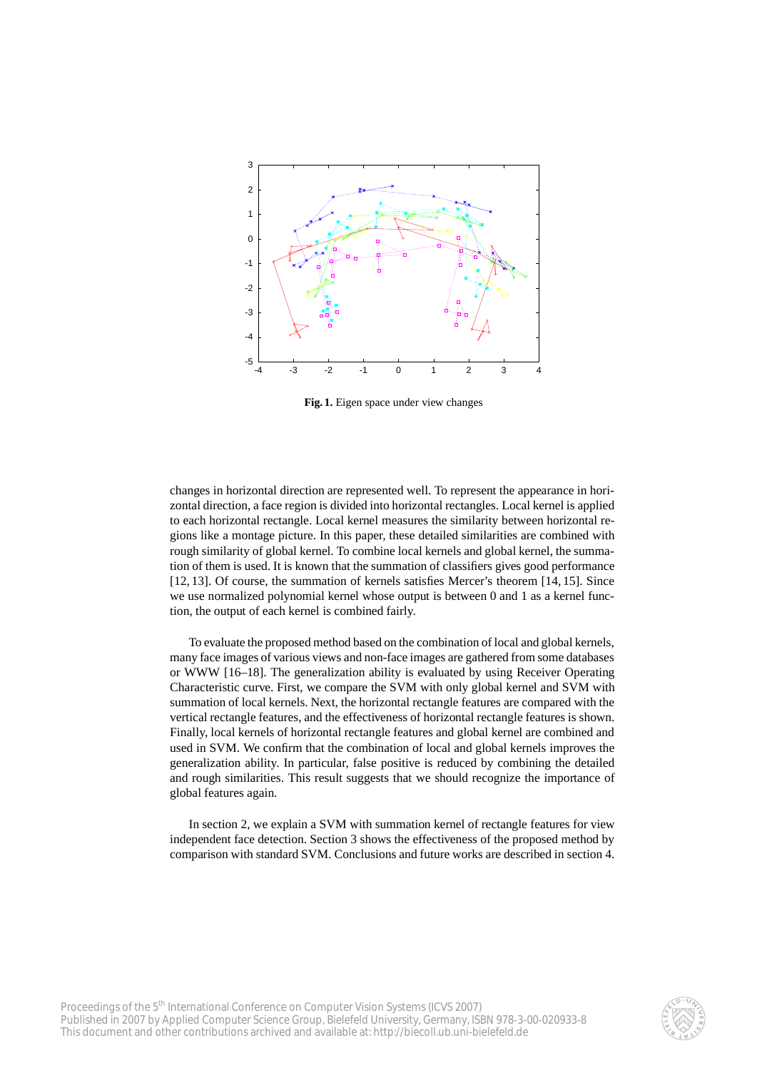**Fig. 1.** Eigen space under view changes

changes in horizontal direction are represented well. To represent the appearance in horizontal direction, a face region is divided into horizontal rectangles. Local kernel is applied to each horizontal rectangle. Local kernel measures the similarity between horizontal regions like a montage picture. In this paper, these detailed similarities are combined with rough similarity of global kernel. To combine local kernels and global kernel, the summation of them is used. It is known that the summation of classifiers gives good performance [12, 13]. Of course, the summation of kernels satisfies Mercer's theorem [14, 15]. Since we use normalized polynomial kernel whose output is between 0 and 1 as a kernel function, the output of each kernel is combined fairly.

To evaluate the proposed method based on the combination of local and global kernels, many face images of various views and non-face images are gathered from some databases or WWW [16–18]. The generalization ability is evaluated by using Receiver Operating Characteristic curve. First, we compare the SVM with only global kernel and SVM with summation of local kernels. Next, the horizontal rectangle features are compared with the vertical rectangle features, and the effectiveness of horizontal rectangle features is shown. Finally, local kernels of horizontal rectangle features and global kernel are combined and used in SVM. We confirm that the combination of local and global kernels improves the generalization ability. In particular, false positive is reduced by combining the detailed and rough similarities. This result suggests that we should recognize the importance of global features again.

In section 2, we explain a SVM with summation kernel of rectangle features for view independent face detection. Section 3 shows the effectiveness of the proposed method by comparison with standard SVM. Conclusions and future works are described in section 4.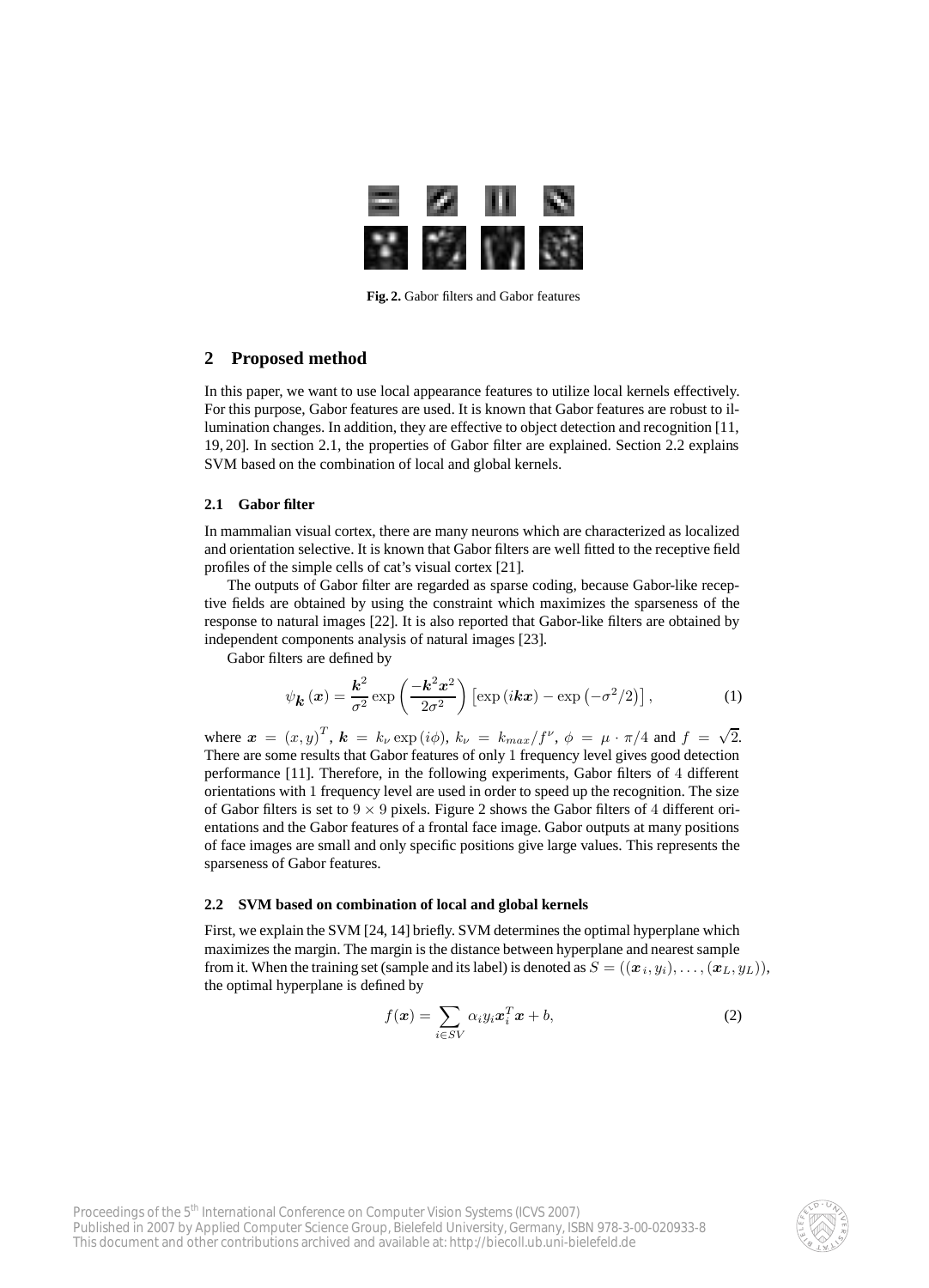Fig. 2. Gabor filters and Gabor features

## 2 Proposed method

In this paper, we want to use local appearance features to utilize local kernels effectively. For this purpose, Gabor features are used. It is known that Gabor features are robust to illumination changes. In addition, they are effective to object detection and recognition [11, 19, 20]. In section 2.1, the properties of Gabor filter are explained. Section 2.2 explains SVM based on the combination of local and global kernels.

### 2.1 Gabor filter

In mammalian visual cortex, there are many neurons which are characterized as localized and orientation selective. It is known that Gabor filters are well fitted to the receptive field profiles of the simple cells of cat's visual cortex [21].

The outputs of Gabor filter are regarded as sparse coding, because Gabor-like receptive fields are obtained by using the constraint which maximizes the sparseness of the response to natural images [22]. It is also reported that Gabor-like filters are obtained by independent components analysis of natural images [23].

Gabor filters are defined by

$$\psi_{\boldsymbol{k}}\left(\boldsymbol{x}\right) = \frac{\boldsymbol{k}^2}{\sigma^2} \exp\left(\frac{-\boldsymbol{k}^2 \boldsymbol{x}^2}{2\sigma^2}\right) \left[\exp\left(i\boldsymbol{k}\boldsymbol{x}\right) - \exp\left(-\sigma^2/2\right)\right], \tag{1}$$

where $\boldsymbol{x} = (x, y)^T$, $\boldsymbol{k} = k_\nu \exp(i\phi)$, $k_\nu = k_{max}/f^\nu$, $\phi = \mu \cdot \pi/4$ and $f = \sqrt{2}$. There are some results that Gabor features of only 1 frequency level gives good detection performance [11]. Therefore, in the following experiments, Gabor filters of 4 different orientations with 1 frequency level are used in order to speed up the recognition. The size of Gabor filters is set to $9 \times 9$ pixels. Figure 2 shows the Gabor filters of 4 different orientations and the Gabor features of a frontal face image. Gabor outputs at many positions of face images are small and only specific positions give large values. This represents the sparseness of Gabor features.

### 2.2 SVM based on combination of local and global kernels

First, we explain the SVM [24, 14] briefly. SVM determines the optimal hyperplane which maximizes the margin. The margin is the distance between hyperplane and nearest sample from it. When the training set (sample and its label) is denoted as $S = ((\boldsymbol{x}_i, y_i), \ldots, (\boldsymbol{x}_L, y_L))$, the optimal hyperplane is defined by

$$f(\boldsymbol{x}) = \sum_{i \in SV} \alpha_i y_i \boldsymbol{x}_i^T \boldsymbol{x} + b, \tag{2}$$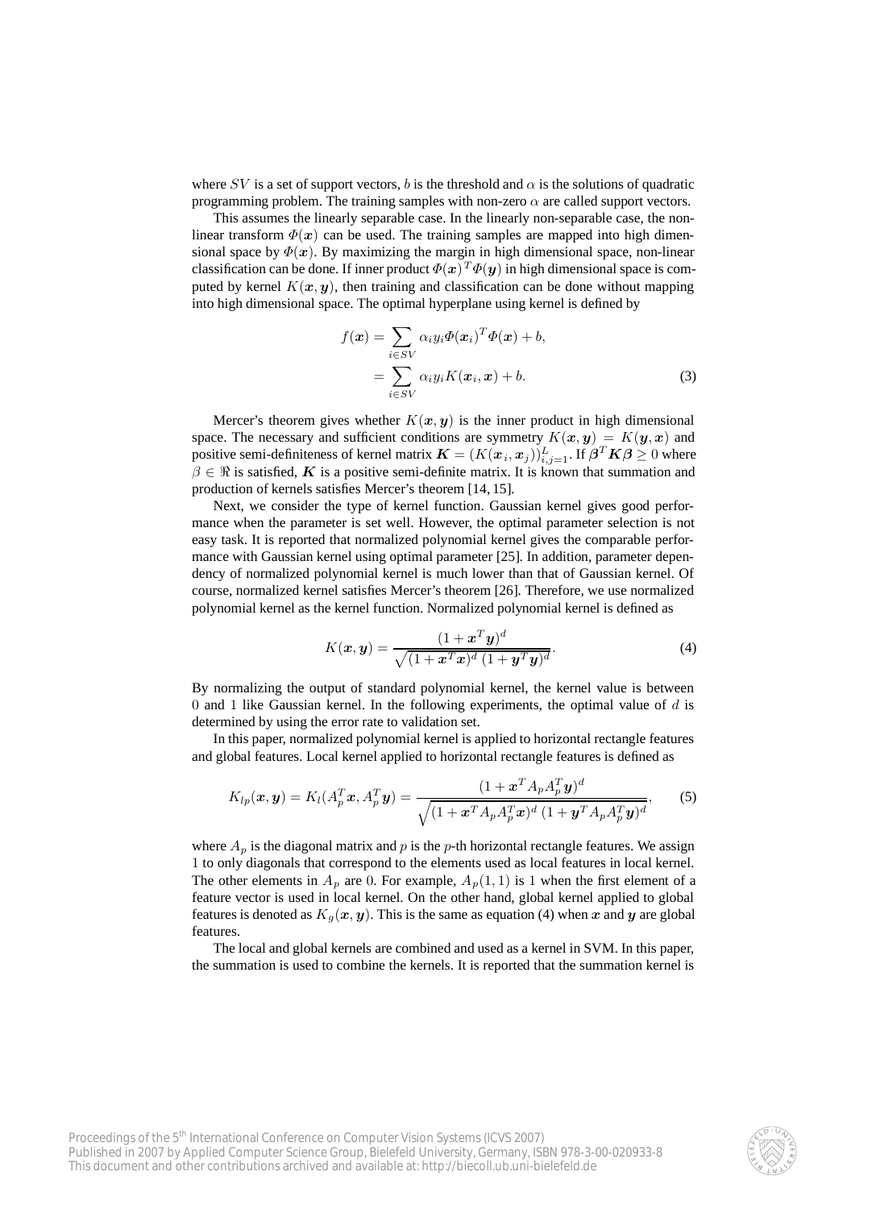where $SV$ is a set of support vectors, $b$ is the threshold and $\alpha$ is the solutions of quadratic programming problem. The training samples with non-zero $\alpha$ are called support vectors.

This assumes the linearly separable case. In the linearly non-separable case, the non-linear transform $\Phi(\boldsymbol{x})$ can be used. The training samples are mapped into high dimensional space by $\Phi(\boldsymbol{x})$. By maximizing the margin in high dimensional space, non-linear classification can be done. If inner product $\Phi(\boldsymbol{x})^T\Phi(\boldsymbol{y})$ in high dimensional space is computed by kernel $K(\boldsymbol{x}, \boldsymbol{y})$, then training and classification can be done without mapping into high dimensional space. The optimal hyperplane using kernel is defined by

$$f(\boldsymbol{x}) = \sum_{i \in SV} \alpha_i y_i \Phi(\boldsymbol{x}_i)^T \Phi(\boldsymbol{x}) + b, \\ = \sum_{i \in SV} \alpha_i y_i K(\boldsymbol{x}_i, \boldsymbol{x}) + b. \tag{3}$$

Mercer's theorem gives whether $K(\boldsymbol{x}, \boldsymbol{y})$ is the inner product in high dimensional space. The necessary and sufficient conditions are symmetry $K(\boldsymbol{x}, \boldsymbol{y}) = K(\boldsymbol{y}, \boldsymbol{x})$ and positive semi-definiteness of kernel matrix $\boldsymbol{K} = (K(\boldsymbol{x}_i, \boldsymbol{x}_j))_{i,j=1}^{L}$. If $\boldsymbol{\beta}^T \boldsymbol{K} \boldsymbol{\beta} \geq 0$ where $\beta \in \Re$ is satisfied, $\boldsymbol{K}$ is a positive semi-definite matrix. It is known that summation and production of kernels satisfies Mercer's theorem [14, 15].

Next, we consider the type of kernel function. Gaussian kernel gives good performance when the parameter is set well. However, the optimal parameter selection is not easy task. It is reported that normalized polynomial kernel gives the comparable performance with Gaussian kernel using optimal parameter [25]. In addition, parameter dependency of normalized polynomial kernel is much lower than that of Gaussian kernel. Of course, normalized kernel satisfies Mercer's theorem [26]. Therefore, we use normalized polynomial kernel as the kernel function. Normalized polynomial kernel is defined as

$$K(\boldsymbol{x}, \boldsymbol{y}) = \frac{(1 + \boldsymbol{x}^T \boldsymbol{y})^d}{\sqrt{(1 + \boldsymbol{x}^T \boldsymbol{x})^d \; (1 + \boldsymbol{y}^T \boldsymbol{y})^d}}. \tag{4}$$

By normalizing the output of standard polynomial kernel, the kernel value is between $0$ and $1$ like Gaussian kernel. In the following experiments, the optimal value of $d$ is determined by using the error rate to validation set.

In this paper, normalized polynomial kernel is applied to horizontal rectangle features and global features. Local kernel applied to horizontal rectangle features is defined as

$$K_{lp}(\boldsymbol{x}, \boldsymbol{y}) = K_l(A_p^T \boldsymbol{x}, A_p^T \boldsymbol{y}) = \frac{(1 + \boldsymbol{x}^T A_p A_p^T \boldsymbol{y})^d}{\sqrt{(1 + \boldsymbol{x}^T A_p A_p^T \boldsymbol{x})^d \; (1 + \boldsymbol{y}^T A_p A_p^T \boldsymbol{y})^d}}, \tag{5}$$

where $A_p$ is the diagonal matrix and $p$ is the $p$-th horizontal rectangle features. We assign $1$ to only diagonals that correspond to the elements used as local features in local kernel. The other elements in $A_p$ are $0$. For example, $A_p(1, 1)$ is $1$ when the first element of a feature vector is used in local kernel. On the other hand, global kernel applied to global features is denoted as $K_g(\boldsymbol{x}, \boldsymbol{y})$. This is the same as equation (4) when $\boldsymbol{x}$ and $\boldsymbol{y}$ are global features.

The local and global kernels are combined and used as a kernel in SVM. In this paper, the summation is used to combine the kernels. It is reported that the summation kernel is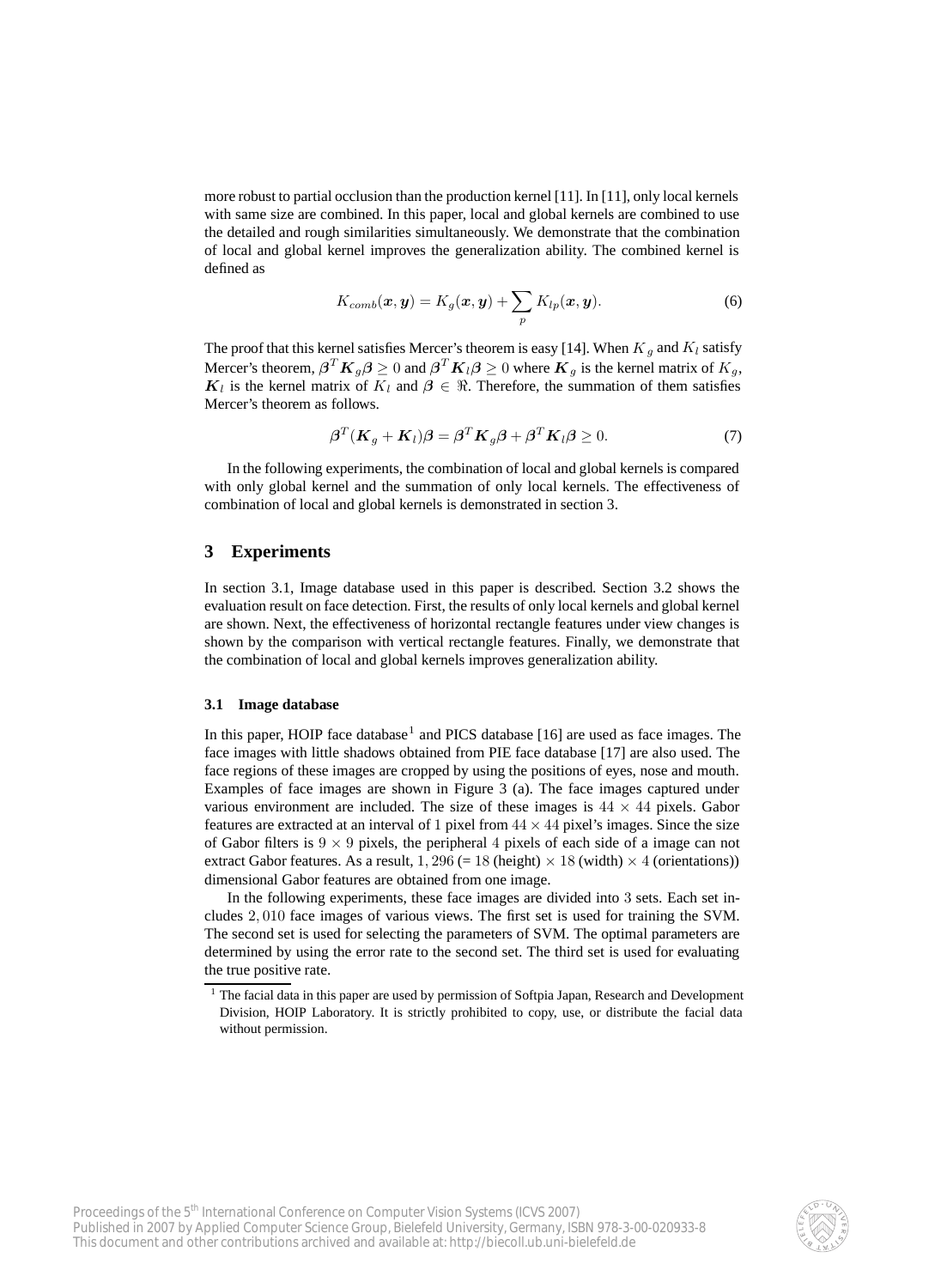more robust to partial occlusion than the production kernel [11]. In [11], only local kernels with same size are combined. In this paper, local and global kernels are combined to use the detailed and rough similarities simultaneously. We demonstrate that the combination of local and global kernel improves the generalization ability. The combined kernel is defined as

$$K_{comb}(\boldsymbol{x}, \boldsymbol{y}) = K_g(\boldsymbol{x}, \boldsymbol{y}) + \sum_p K_{lp}(\boldsymbol{x}, \boldsymbol{y}). \tag{6}$$

The proof that this kernel satisfies Mercer's theorem is easy [14]. When $K_g$ and $K_l$ satisfy Mercer's theorem, $\boldsymbol{\beta}^T \boldsymbol{K}_g \boldsymbol{\beta} \geq 0$ and $\boldsymbol{\beta}^T \boldsymbol{K}_l \boldsymbol{\beta} \geq 0$ where $\boldsymbol{K}_g$ is the kernel matrix of $K_g$, $\boldsymbol{K}_l$ is the kernel matrix of $K_l$ and $\boldsymbol{\beta} \in \Re$. Therefore, the summation of them satisfies Mercer's theorem as follows.

$$\boldsymbol{\beta}^T (\boldsymbol{K}_g + \boldsymbol{K}_l) \boldsymbol{\beta} = \boldsymbol{\beta}^T \boldsymbol{K}_g \boldsymbol{\beta} + \boldsymbol{\beta}^T \boldsymbol{K}_l \boldsymbol{\beta} \geq 0. \tag{7}$$

In the following experiments, the combination of local and global kernels is compared with only global kernel and the summation of only local kernels. The effectiveness of combination of local and global kernels is demonstrated in section 3.

## 3 Experiments

In section 3.1, Image database used in this paper is described. Section 3.2 shows the evaluation result on face detection. First, the results of only local kernels and global kernel are shown. Next, the effectiveness of horizontal rectangle features under view changes is shown by the comparison with vertical rectangle features. Finally, we demonstrate that the combination of local and global kernels improves generalization ability.

### 3.1 Image database

In this paper, HOIP face database[1] and PICS database [16] are used as face images. The face images with little shadows obtained from PIE face database [17] are also used. The face regions of these images are cropped by using the positions of eyes, nose and mouth. Examples of face images are shown in Figure 3 (a). The face images captured under various environment are included. The size of these images is $44 \times 44$ pixels. Gabor features are extracted at an interval of $1$ pixel from $44 \times 44$ pixel's images. Since the size of Gabor filters is $9 \times 9$ pixels, the peripheral $4$ pixels of each side of a image can not extract Gabor features. As a result, $1,296$ ($= 18$ (height) $\times$ $18$ (width) $\times$ $4$ (orientations)) dimensional Gabor features are obtained from one image.

In the following experiments, these face images are divided into $3$ sets. Each set includes $2,010$ face images of various views. The first set is used for training the SVM. The second set is used for selecting the parameters of SVM. The optimal parameters are determined by using the error rate to the second set. The third set is used for evaluating the true positive rate.

[1] The facial data in this paper are used by permission of Softpia Japan, Research and Development Division, HOIP Laboratory. It is strictly prohibited to copy, use, or distribute the facial data without permission.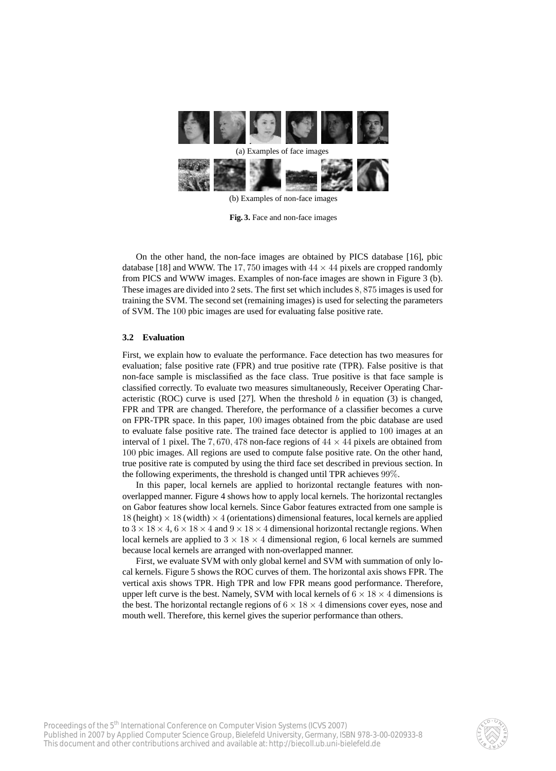(a) Examples of face images

(b) Examples of non-face images

**Fig. 3.** Face and non-face images

On the other hand, the non-face images are obtained by PICS database [16], pbic database [18] and WWW. The $17,750$ images with $44 \times 44$ pixels are cropped randomly from PICS and WWW images. Examples of non-face images are shown in Figure 3 (b). These images are divided into $2$ sets. The first set which includes $8,875$ images is used for training the SVM. The second set (remaining images) is used for selecting the parameters of SVM. The $100$ pbic images are used for evaluating false positive rate.

### 3.2 Evaluation

First, we explain how to evaluate the performance. Face detection has two measures for evaluation; false positive rate (FPR) and true positive rate (TPR). False positive is that non-face sample is misclassified as the face class. True positive is that face sample is classified correctly. To evaluate two measures simultaneously, Receiver Operating Characteristic (ROC) curve is used [27]. When the threshold $b$ in equation (3) is changed, FPR and TPR are changed. Therefore, the performance of a classifier becomes a curve on FPR-TPR space. In this paper, $100$ images obtained from the pbic database are used to evaluate false positive rate. The trained face detector is applied to $100$ images at an interval of $1$ pixel. The $7,670,478$ non-face regions of $44 \times 44$ pixels are obtained from $100$ pbic images. All regions are used to compute false positive rate. On the other hand, true positive rate is computed by using the third face set described in previous section. In the following experiments, the threshold is changed until TPR achieves $99\%$.

In this paper, local kernels are applied to horizontal rectangle features with non-overlapped manner. Figure 4 shows how to apply local kernels. The horizontal rectangles on Gabor features show local kernels. Since Gabor features extracted from one sample is $18$ (height) $\times$ $18$ (width) $\times$ $4$ (orientations) dimensional features, local kernels are applied to $3 \times 18 \times 4$, $6 \times 18 \times 4$ and $9 \times 18 \times 4$ dimensional horizontal rectangle regions. When local kernels are applied to $3 \times 18 \times 4$ dimensional region, $6$ local kernels are summed because local kernels are arranged with non-overlapped manner.

First, we evaluate SVM with only global kernel and SVM with summation of only local kernels. Figure 5 shows the ROC curves of them. The horizontal axis shows FPR. The vertical axis shows TPR. High TPR and low FPR means good performance. Therefore, upper left curve is the best. Namely, SVM with local kernels of $6 \times 18 \times 4$ dimensions is the best. The horizontal rectangle regions of $6 \times 18 \times 4$ dimensions cover eyes, nose and mouth well. Therefore, this kernel gives the superior performance than others.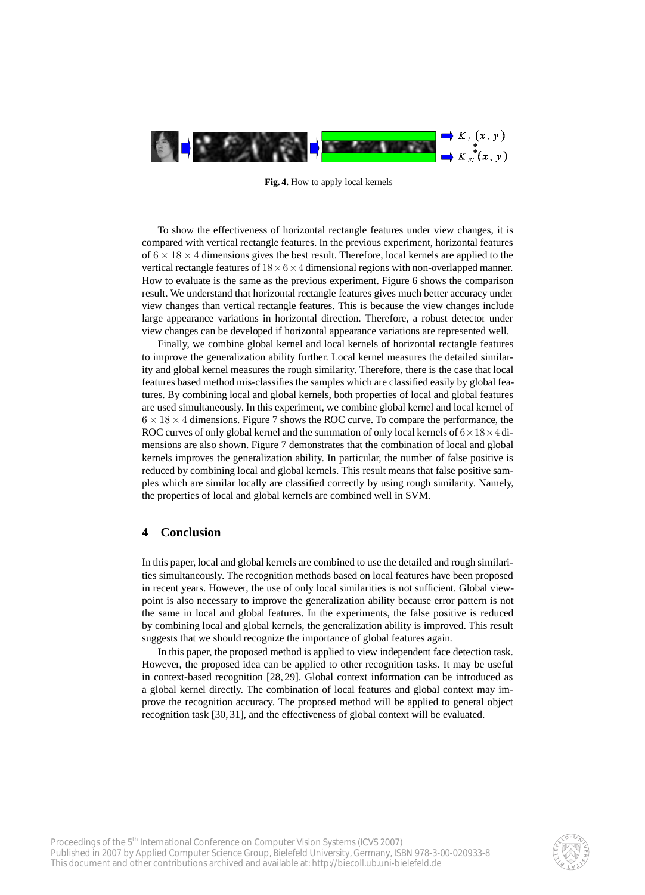**Fig. 4.** How to apply local kernels

To show the effectiveness of horizontal rectangle features under view changes, it is compared with vertical rectangle features. In the previous experiment, horizontal features of $6 \times 18 \times 4$ dimensions gives the best result. Therefore, local kernels are applied to the vertical rectangle features of $18 \times 6 \times 4$ dimensional regions with non-overlapped manner. How to evaluate is the same as the previous experiment. Figure 6 shows the comparison result. We understand that horizontal rectangle features gives much better accuracy under view changes than vertical rectangle features. This is because the view changes include large appearance variations in horizontal direction. Therefore, a robust detector under view changes can be developed if horizontal appearance variations are represented well.

Finally, we combine global kernel and local kernels of horizontal rectangle features to improve the generalization ability further. Local kernel measures the detailed similarity and global kernel measures the rough similarity. Therefore, there is the case that local features based method mis-classifies the samples which are classified easily by global features. By combining local and global kernels, both properties of local and global features are used simultaneously. In this experiment, we combine global kernel and local kernel of $6 \times 18 \times 4$ dimensions. Figure 7 shows the ROC curve. To compare the performance, the ROC curves of only global kernel and the summation of only local kernels of $6 \times 18 \times 4$ dimensions are also shown. Figure 7 demonstrates that the combination of local and global kernels improves the generalization ability. In particular, the number of false positive is reduced by combining local and global kernels. This result means that false positive samples which are similar locally are classified correctly by using rough similarity. Namely, the properties of local and global kernels are combined well in SVM.

## 4 Conclusion

In this paper, local and global kernels are combined to use the detailed and rough similarities simultaneously. The recognition methods based on local features have been proposed in recent years. However, the use of only local similarities is not sufficient. Global viewpoint is also necessary to improve the generalization ability because error pattern is not the same in local and global features. In the experiments, the false positive is reduced by combining local and global kernels, the generalization ability is improved. This result suggests that we should recognize the importance of global features again.

In this paper, the proposed method is applied to view independent face detection task. However, the proposed idea can be applied to other recognition tasks. It may be useful in context-based recognition [28, 29]. Global context information can be introduced as a global kernel directly. The combination of local features and global context may improve the recognition accuracy. The proposed method will be applied to general object recognition task [30, 31], and the effectiveness of global context will be evaluated.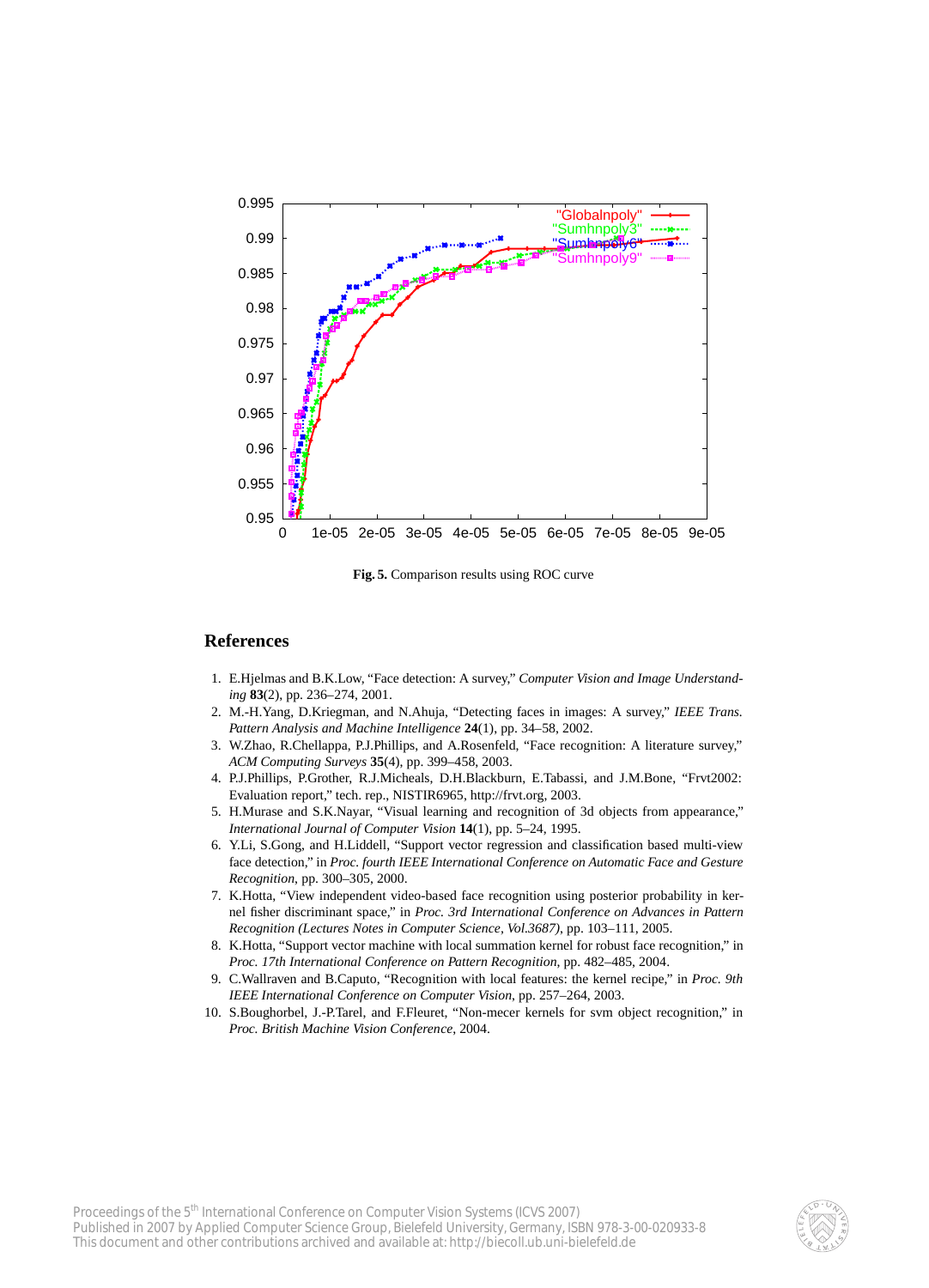Fig. 5. Comparison results using ROC curve

## References

1. E.Hjelmas and B.K.Low, "Face detection: A survey," *Computer Vision and Image Understanding* **83**(2), pp. 236–274, 2001.
2. M.-H.Yang, D.Kriegman, and N.Ahuja, "Detecting faces in images: A survey," *IEEE Trans. Pattern Analysis and Machine Intelligence* **24**(1), pp. 34–58, 2002.
3. W.Zhao, R.Chellappa, P.J.Phillips, and A.Rosenfeld, "Face recognition: A literature survey," *ACM Computing Surveys* **35**(4), pp. 399–458, 2003.
4. P.J.Phillips, P.Grother, R.J.Micheals, D.H.Blackburn, E.Tabassi, and J.M.Bone, "Frvt2002: Evaluation report," tech. rep., NISTIR6965, http://frvt.org, 2003.
5. H.Murase and S.K.Nayar, "Visual learning and recognition of 3d objects from appearance," *International Journal of Computer Vision* **14**(1), pp. 5–24, 1995.
6. Y.Li, S.Gong, and H.Liddell, "Support vector regression and classification based multi-view face detection," in *Proc. fourth IEEE International Conference on Automatic Face and Gesture Recognition*, pp. 300–305, 2000.
7. K.Hotta, "View independent video-based face recognition using posterior probability in kernel fisher discriminant space," in *Proc. 3rd International Conference on Advances in Pattern Recognition (Lectures Notes in Computer Science, Vol.3687)*, pp. 103–111, 2005.
8. K.Hotta, "Support vector machine with local summation kernel for robust face recognition," in *Proc. 17th International Conference on Pattern Recognition*, pp. 482–485, 2004.
9. C.Wallraven and B.Caputo, "Recognition with local features: the kernel recipe," in *Proc. 9th IEEE International Conference on Computer Vision*, pp. 257–264, 2003.
10. S.Boughorbel, J.-P.Tarel, and F.Fleuret, "Non-mecer kernels for svm object recognition," in *Proc. British Machine Vision Conference*, 2004.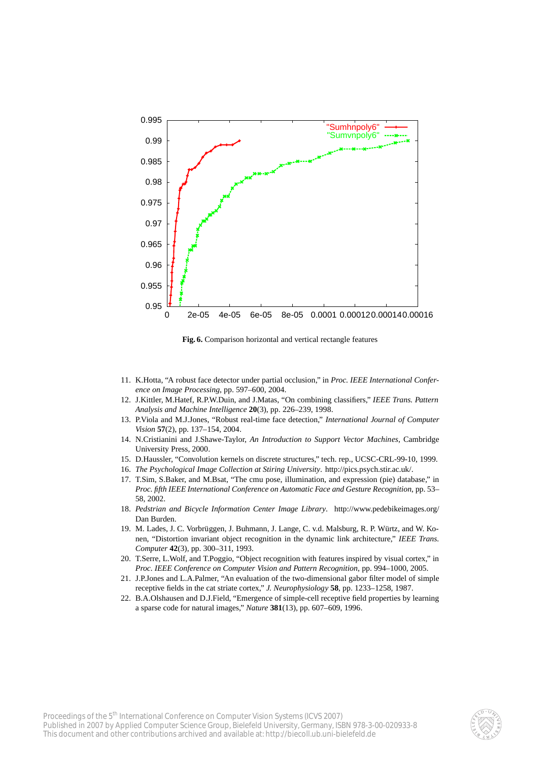**Fig. 6.** Comparison horizontal and vertical rectangle features

11. K.Hotta, "A robust face detector under partial occlusion," in *Proc. IEEE International Conference on Image Processing*, pp. 597–600, 2004.
12. J.Kittler, M.Hatef, R.P.W.Duin, and J.Matas, "On combining classifiers," *IEEE Trans. Pattern Analysis and Machine Intelligence* **20**(3), pp. 226–239, 1998.
13. P.Viola and M.J.Jones, "Robust real-time face detection," *International Journal of Computer Vision* **57**(2), pp. 137–154, 2004.
14. N.Cristianini and J.Shawe-Taylor, *An Introduction to Support Vector Machines*, Cambridge University Press, 2000.
15. D.Haussler, "Convolution kernels on discrete structures," tech. rep., UCSC-CRL-99-10, 1999.
16. *The Psychological Image Collection at Stiring University*. http://pics.psych.stir.ac.uk/.
17. T.Sim, S.Baker, and M.Bsat, "The cmu pose, illumination, and expression (pie) database," in *Proc. fifth IEEE International Conference on Automatic Face and Gesture Recognition*, pp. 53–58, 2002.
18. *Pedstrian and Bicycle Information Center Image Library*. http://www.pedebikeimages.org/ Dan Burden.
19. M. Lades, J. C. Vorbrüggen, J. Buhmann, J. Lange, C. v.d. Malsburg, R. P. Würtz, and W. Konen, "Distortion invariant object recognition in the dynamic link architecture," *IEEE Trans. Computer* **42**(3), pp. 300–311, 1993.
20. T.Serre, L.Wolf, and T.Poggio, "Object recognition with features inspired by visual cortex," in *Proc. IEEE Conference on Computer Vision and Pattern Recognition*, pp. 994–1000, 2005.
21. J.P.Jones and L.A.Palmer, "An evaluation of the two-dimensional gabor filter model of simple receptive fields in the cat striate cortex," *J. Neurophysiology* **58**, pp. 1233–1258, 1987.
22. B.A.Olshausen and D.J.Field, "Emergence of simple-cell receptive field properties by learning a sparse code for natural images," *Nature* **381**(13), pp. 607–609, 1996.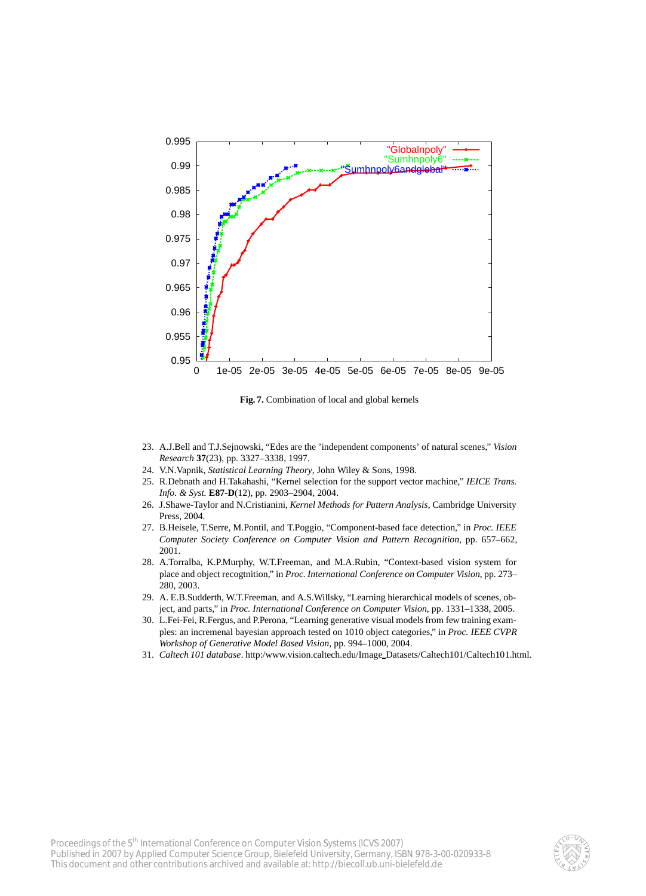0.995
0.99
0.985
0.98
0.975
0.97
0.965
0.96
0.955
0.95

0
1e-05
2e-05
3e-05
4e-05
5e-05
6e-05
7e-05
8e-05
9e-05

"Globalnpoly"
"Sumhnpoly6"
"Sumhnpoly6andglobal"

**Fig. 7.** Combination of local and global kernels

23. A.J.Bell and T.J.Sejnowski, "Edes are the 'independent components' of natural scenes," *Vision Research* **37**(23), pp. 3327–3338, 1997.
24. V.N.Vapnik, *Statistical Learning Theory*, John Wiley & Sons, 1998.
25. R.Debnath and H.Takahashi, "Kernel selection for the support vector machine," *IEICE Trans. Info. & Syst.* **E87-D**(12), pp. 2903–2904, 2004.
26. J.Shawe-Taylor and N.Cristianini, *Kernel Methods for Pattern Analysis*, Cambridge University Press, 2004.
27. B.Heisele, T.Serre, M.Pontil, and T.Poggio, "Component-based face detection," in *Proc. IEEE Computer Society Conference on Computer Vision and Pattern Recognition*, pp. 657–662, 2001.
28. A.Torralba, K.P.Murphy, W.T.Freeman, and M.A.Rubin, "Context-based vision system for place and object recogtnition," in *Proc. International Conference on Computer Vision*, pp. 273–280, 2003.
29. A. E.B.Sudderth, W.T.Freeman, and A.S.Willsky, "Learning hierarchical models of scenes, object, and parts," in *Proc. International Conference on Computer Vision*, pp. 1331–1338, 2005.
30. L.Fei-Fei, R.Fergus, and P.Perona, "Learning generative visual models from few training examples: an incremenal bayesian approach tested on 1010 object categories," in *Proc. IEEE CVPR Workshop of Generative Model Based Vision*, pp. 994–1000, 2004.
31. *Caltech 101 database*. http:/www.vision.caltech.edu/Image_Datasets/Caltech101/Caltech101.html.